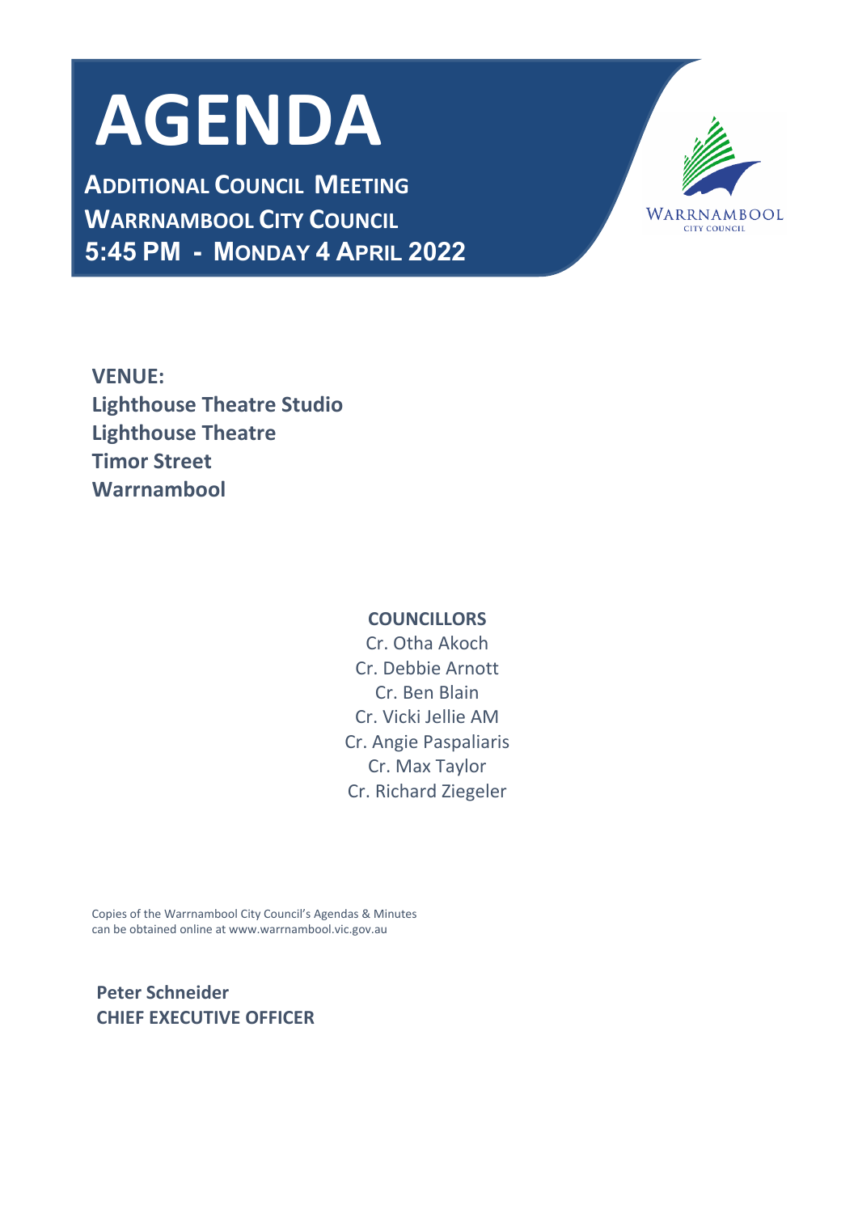# AGENDA

**ADDITIONAL COUNCIL MEETING**
**WARRNAMBOOL CITY COUNCIL**
**5:45 PM - MONDAY 4 APRIL 2022**

WARRNAMBOOL
CITY COUNCIL

**VENUE:**
**Lighthouse Theatre Studio**
**Lighthouse Theatre**
**Timor Street**
**Warrnambool**

**COUNCILLORS**

Cr. Otha Akoch
Cr. Debbie Arnott
Cr. Ben Blain
Cr. Vicki Jellie AM
Cr. Angie Paspaliaris
Cr. Max Taylor
Cr. Richard Ziegeler

Copies of the Warrnambool City Council's Agendas & Minutes can be obtained online at www.warrnambool.vic.gov.au

**Peter Schneider**
**CHIEF EXECUTIVE OFFICER**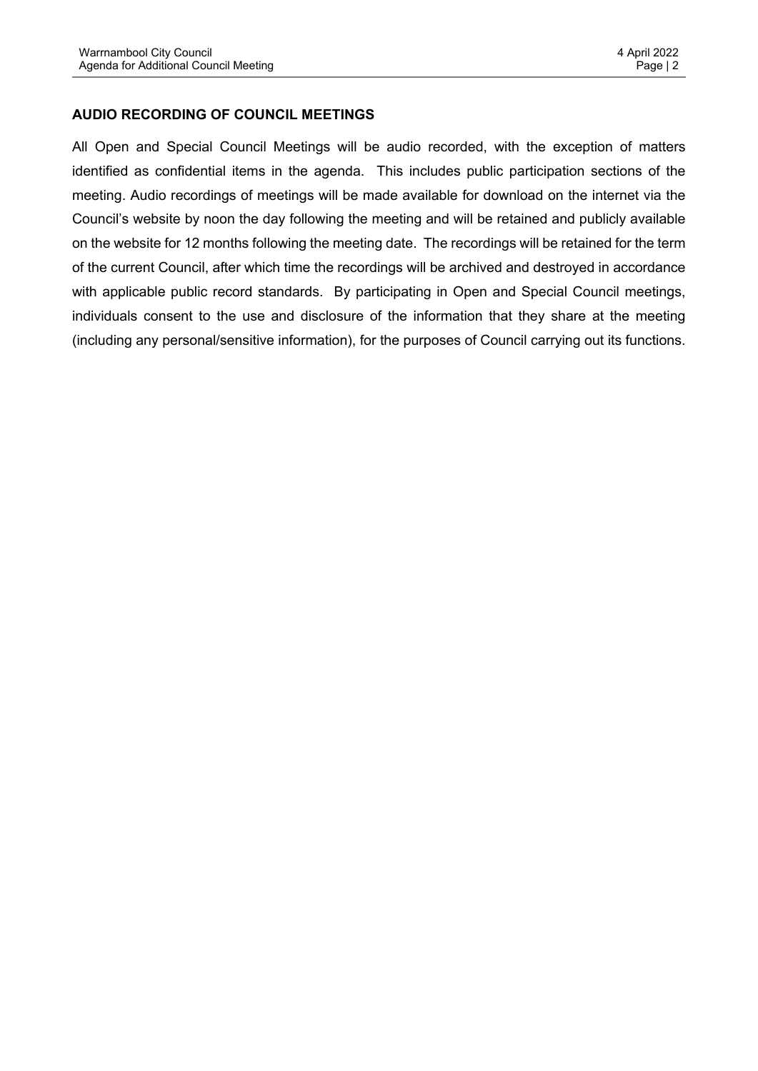## AUDIO RECORDING OF COUNCIL MEETINGS

All Open and Special Council Meetings will be audio recorded, with the exception of matters identified as confidential items in the agenda. This includes public participation sections of the meeting. Audio recordings of meetings will be made available for download on the internet via the Council's website by noon the day following the meeting and will be retained and publicly available on the website for 12 months following the meeting date. The recordings will be retained for the term of the current Council, after which time the recordings will be archived and destroyed in accordance with applicable public record standards. By participating in Open and Special Council meetings, individuals consent to the use and disclosure of the information that they share at the meeting (including any personal/sensitive information), for the purposes of Council carrying out its functions.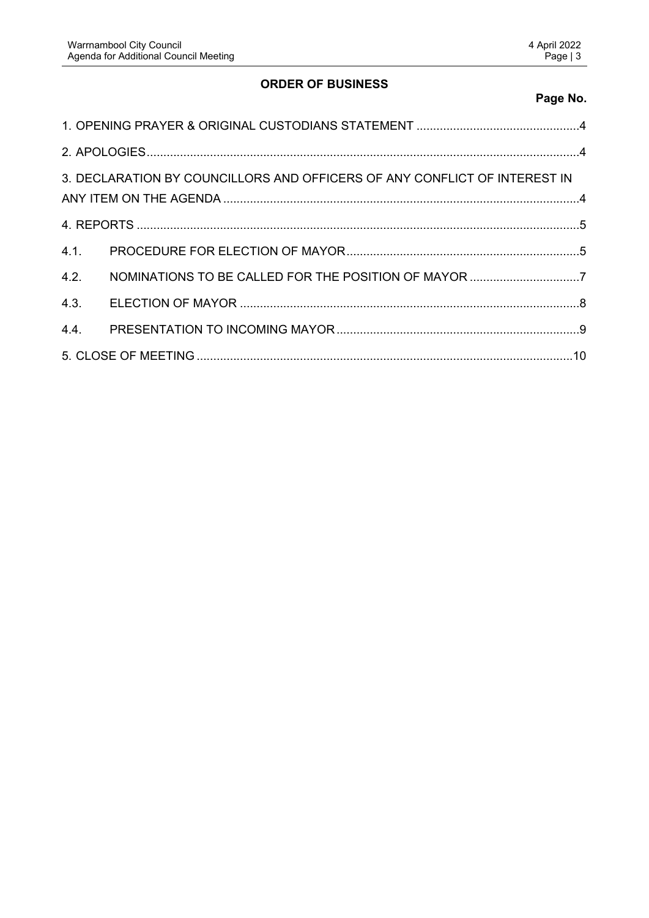## ORDER OF BUSINESS

**Page No.**

1. OPENING PRAYER & ORIGINAL CUSTODIANS STATEMENT ....................................................4

2. APOLOGIES....................................................................................................................4

3. DECLARATION BY COUNCILLORS AND OFFICERS OF ANY CONFLICT OF INTEREST IN ANY ITEM ON THE AGENDA ............................................................................................4

4. REPORTS .......................................................................................................................5

4.1. PROCEDURE FOR ELECTION OF MAYOR .......................................................................5

4.2. NOMINATIONS TO BE CALLED FOR THE POSITION OF MAYOR ....................................7

4.3. ELECTION OF MAYOR .......................................................................................................8

4.4. PRESENTATION TO INCOMING MAYOR ...........................................................................9

5. CLOSE OF MEETING ......................................................................................................10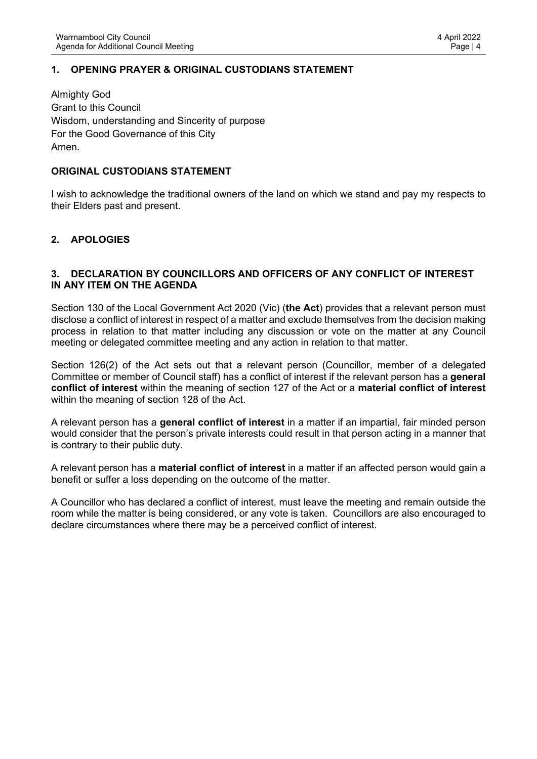## 1. OPENING PRAYER & ORIGINAL CUSTODIANS STATEMENT

Almighty God
Grant to this Council
Wisdom, understanding and Sincerity of purpose
For the Good Governance of this City
Amen.

### ORIGINAL CUSTODIANS STATEMENT

I wish to acknowledge the traditional owners of the land on which we stand and pay my respects to their Elders past and present.

## 2. APOLOGIES

## 3. DECLARATION BY COUNCILLORS AND OFFICERS OF ANY CONFLICT OF INTEREST IN ANY ITEM ON THE AGENDA

Section 130 of the Local Government Act 2020 (Vic) (**the Act**) provides that a relevant person must disclose a conflict of interest in respect of a matter and exclude themselves from the decision making process in relation to that matter including any discussion or vote on the matter at any Council meeting or delegated committee meeting and any action in relation to that matter.

Section 126(2) of the Act sets out that a relevant person (Councillor, member of a delegated Committee or member of Council staff) has a conflict of interest if the relevant person has a **general conflict of interest** within the meaning of section 127 of the Act or a **material conflict of interest** within the meaning of section 128 of the Act.

A relevant person has a **general conflict of interest** in a matter if an impartial, fair minded person would consider that the person's private interests could result in that person acting in a manner that is contrary to their public duty.

A relevant person has a **material conflict of interest** in a matter if an affected person would gain a benefit or suffer a loss depending on the outcome of the matter.

A Councillor who has declared a conflict of interest, must leave the meeting and remain outside the room while the matter is being considered, or any vote is taken. Councillors are also encouraged to declare circumstances where there may be a perceived conflict of interest.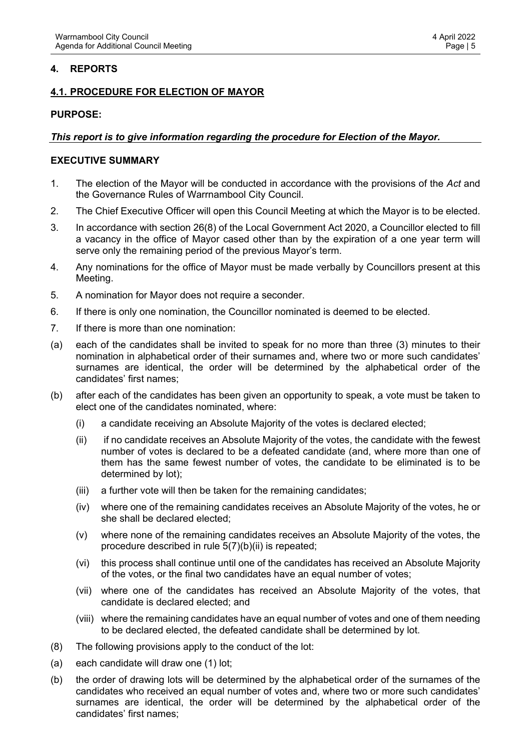## 4. REPORTS

### 4.1. PROCEDURE FOR ELECTION OF MAYOR

**PURPOSE:**

***This report is to give information regarding the procedure for Election of the Mayor.***

**EXECUTIVE SUMMARY**

1. The election of the Mayor will be conducted in accordance with the provisions of the *Act* and the Governance Rules of Warrnambool City Council.
2. The Chief Executive Officer will open this Council Meeting at which the Mayor is to be elected.
3. In accordance with section 26(8) of the Local Government Act 2020, a Councillor elected to fill a vacancy in the office of Mayor cased other than by the expiration of a one year term will serve only the remaining period of the previous Mayor's term.
4. Any nominations for the office of Mayor must be made verbally by Councillors present at this Meeting.
5. A nomination for Mayor does not require a seconder.
6. If there is only one nomination, the Councillor nominated is deemed to be elected.
7. If there is more than one nomination:

(a) each of the candidates shall be invited to speak for no more than three (3) minutes to their nomination in alphabetical order of their surnames and, where two or more such candidates' surnames are identical, the order will be determined by the alphabetical order of the candidates' first names;

(b) after each of the candidates has been given an opportunity to speak, a vote must be taken to elect one of the candidates nominated, where:

- (i) a candidate receiving an Absolute Majority of the votes is declared elected;
- (ii) if no candidate receives an Absolute Majority of the votes, the candidate with the fewest number of votes is declared to be a defeated candidate (and, where more than one of them has the same fewest number of votes, the candidate to be eliminated is to be determined by lot);
- (iii) a further vote will then be taken for the remaining candidates;
- (iv) where one of the remaining candidates receives an Absolute Majority of the votes, he or she shall be declared elected;
- (v) where none of the remaining candidates receives an Absolute Majority of the votes, the procedure described in rule 5(7)(b)(ii) is repeated;
- (vi) this process shall continue until one of the candidates has received an Absolute Majority of the votes, or the final two candidates have an equal number of votes;
- (vii) where one of the candidates has received an Absolute Majority of the votes, that candidate is declared elected; and
- (viii) where the remaining candidates have an equal number of votes and one of them needing to be declared elected, the defeated candidate shall be determined by lot.

(8) The following provisions apply to the conduct of the lot:

(a) each candidate will draw one (1) lot;

(b) the order of drawing lots will be determined by the alphabetical order of the surnames of the candidates who received an equal number of votes and, where two or more such candidates' surnames are identical, the order will be determined by the alphabetical order of the candidates' first names;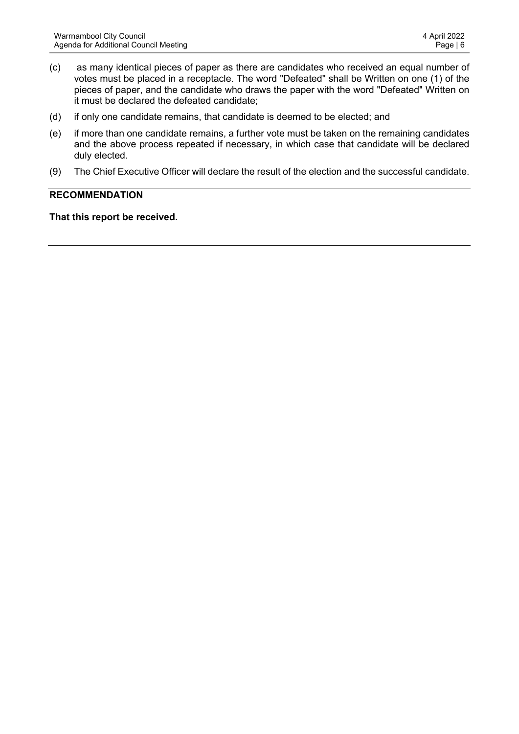(c) as many identical pieces of paper as there are candidates who received an equal number of votes must be placed in a receptacle. The word "Defeated" shall be Written on one (1) of the pieces of paper, and the candidate who draws the paper with the word "Defeated" Written on it must be declared the defeated candidate;

(d) if only one candidate remains, that candidate is deemed to be elected; and

(e) if more than one candidate remains, a further vote must be taken on the remaining candidates and the above process repeated if necessary, in which case that candidate will be declared duly elected.

(9) The Chief Executive Officer will declare the result of the election and the successful candidate.

**RECOMMENDATION**

**That this report be received.**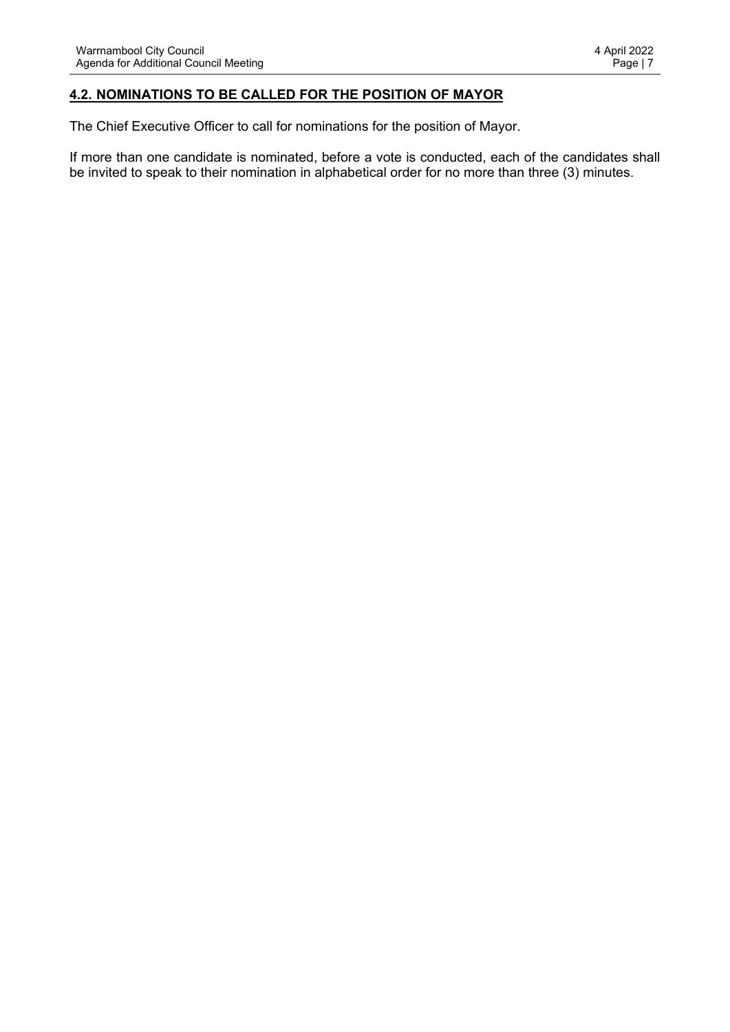## **4.2. NOMINATIONS TO BE CALLED FOR THE POSITION OF MAYOR**

The Chief Executive Officer to call for nominations for the position of Mayor.

If more than one candidate is nominated, before a vote is conducted, each of the candidates shall be invited to speak to their nomination in alphabetical order for no more than three (3) minutes.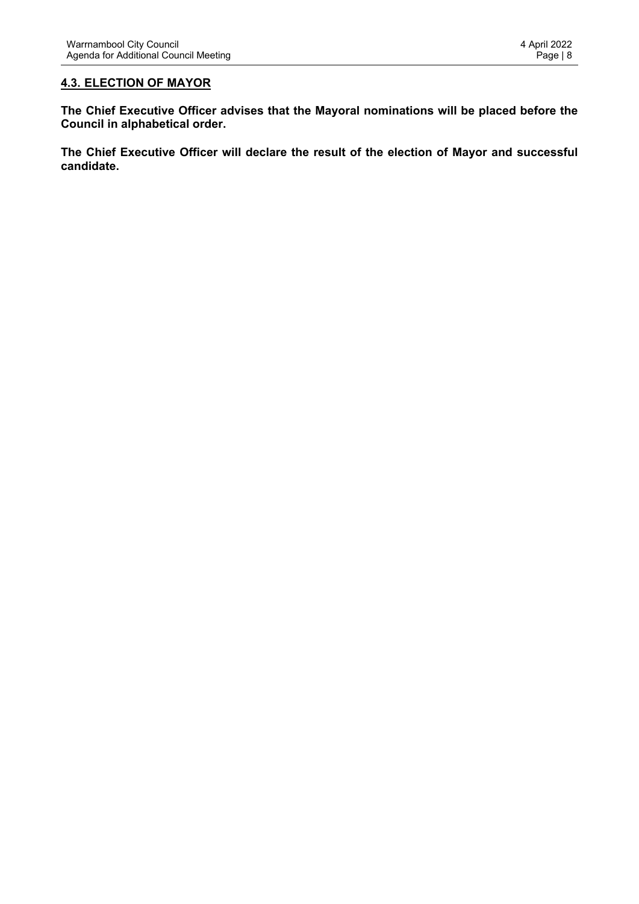## 4.3. ELECTION OF MAYOR

**The Chief Executive Officer advises that the Mayoral nominations will be placed before the Council in alphabetical order.**

**The Chief Executive Officer will declare the result of the election of Mayor and successful candidate.**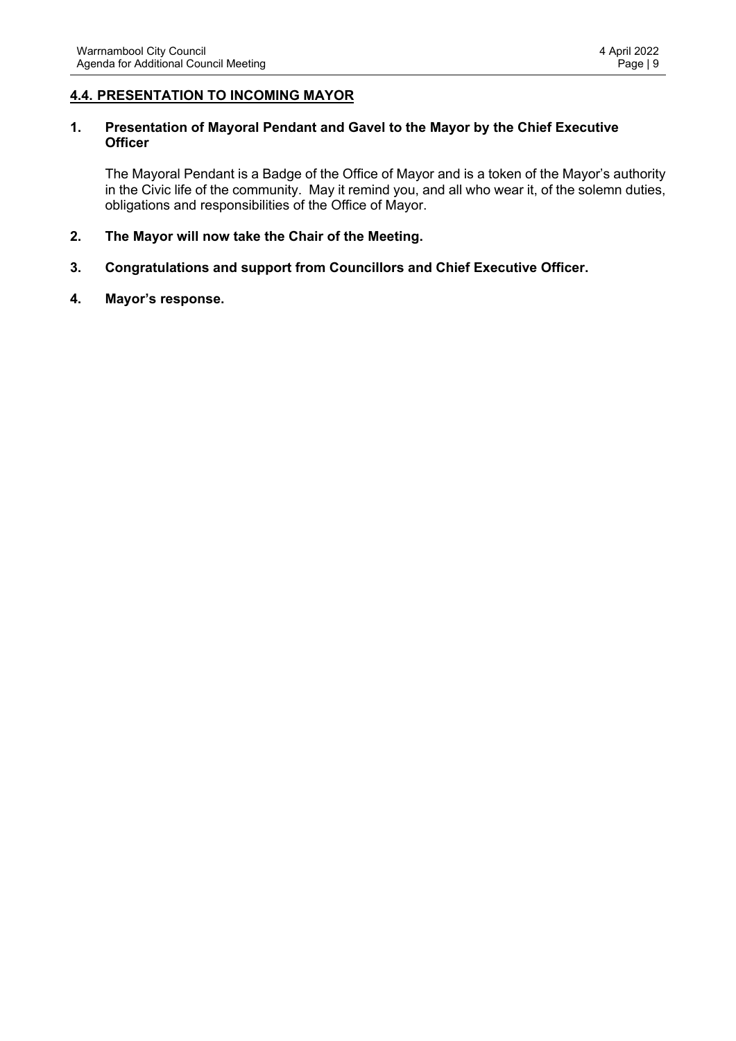## 4.4. PRESENTATION TO INCOMING MAYOR

**1. Presentation of Mayoral Pendant and Gavel to the Mayor by the Chief Executive Officer**

The Mayoral Pendant is a Badge of the Office of Mayor and is a token of the Mayor's authority in the Civic life of the community. May it remind you, and all who wear it, of the solemn duties, obligations and responsibilities of the Office of Mayor.

**2. The Mayor will now take the Chair of the Meeting.**

**3. Congratulations and support from Councillors and Chief Executive Officer.**

**4. Mayor's response.**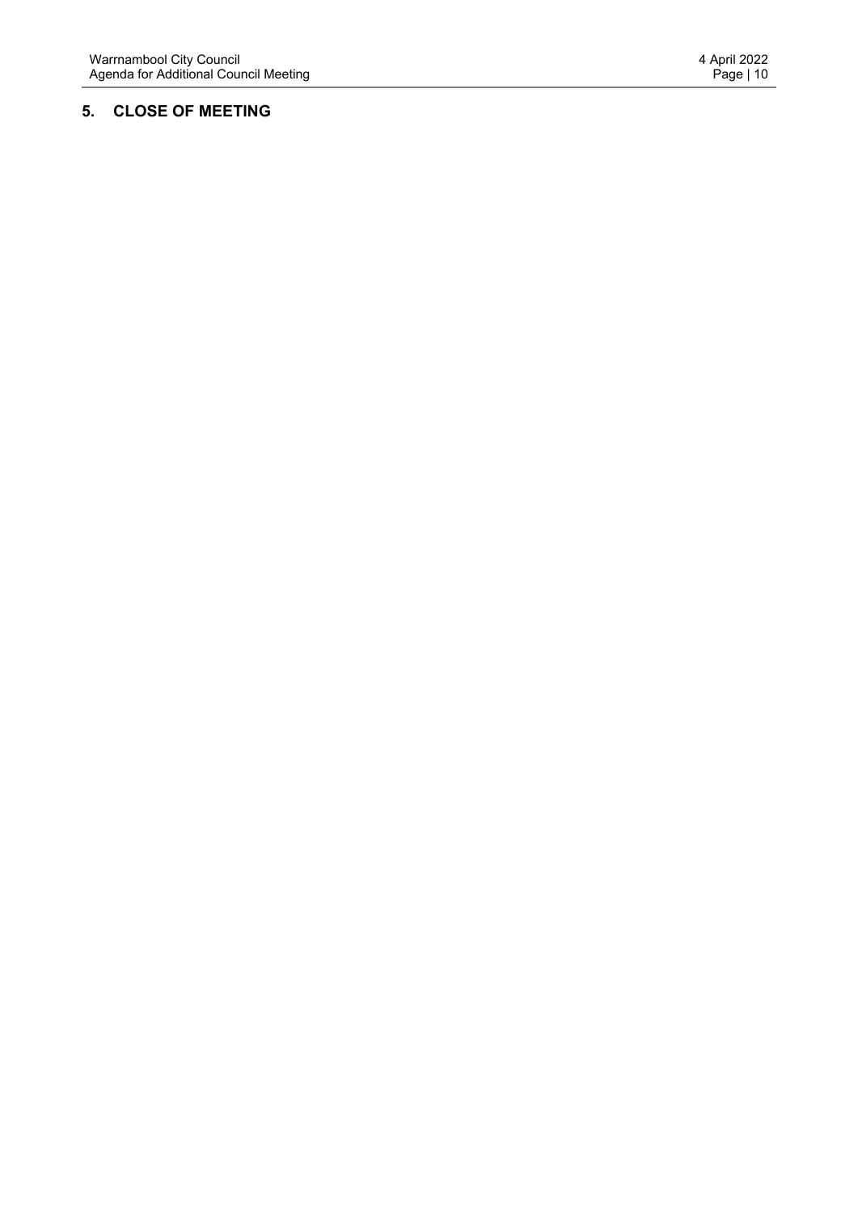## 5. CLOSE OF MEETING